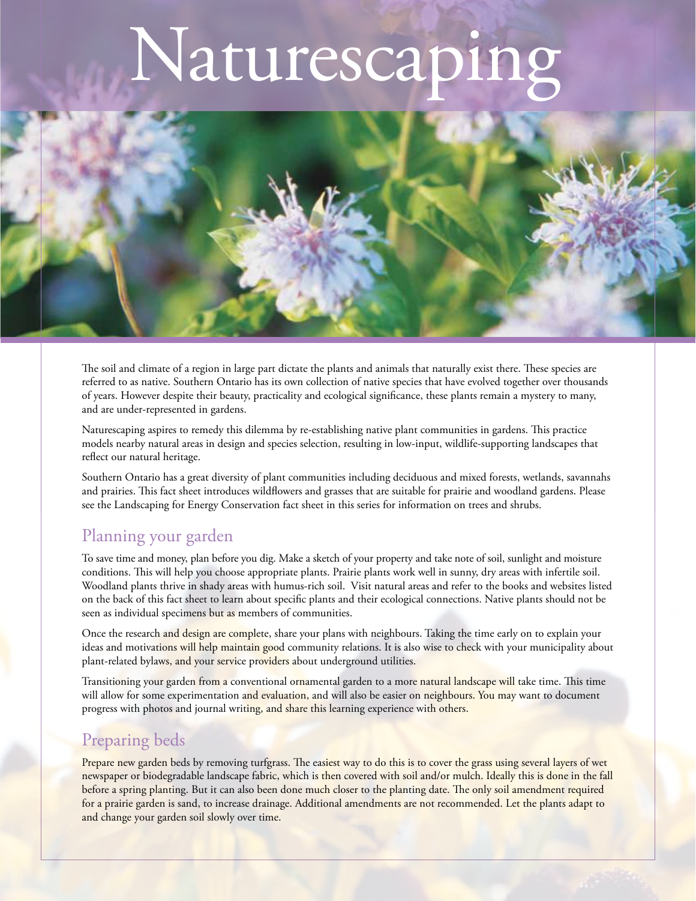# Naturescaping

The soil and climate of a region in large part dictate the plants and animals that naturally exist there. These species are referred to as native. Southern Ontario has its own collection of native species that have evolved together over thousands of years. However despite their beauty, practicality and ecological significance, these plants remain a mystery to many, and are under-represented in gardens.

Naturescaping aspires to remedy this dilemma by re-establishing native plant communities in gardens. This practice models nearby natural areas in design and species selection, resulting in low-input, wildlife-supporting landscapes that reflect our natural heritage.

Southern Ontario has a great diversity of plant communities including deciduous and mixed forests, wetlands, savannahs and prairies. This fact sheet introduces wildflowers and grasses that are suitable for prairie and woodland gardens. Please see the Landscaping for Energy Conservation fact sheet in this series for information on trees and shrubs.

## Planning your garden

To save time and money, plan before you dig. Make a sketch of your property and take note of soil, sunlight and moisture conditions. This will help you choose appropriate plants. Prairie plants work well in sunny, dry areas with infertile soil. Woodland plants thrive in shady areas with humus-rich soil. Visit natural areas and refer to the books and websites listed on the back of this fact sheet to learn about specific plants and their ecological connections. Native plants should not be seen as individual specimens but as members of communities.

Once the research and design are complete, share your plans with neighbours. Taking the time early on to explain your ideas and motivations will help maintain good community relations. It is also wise to check with your municipality about plant-related bylaws, and your service providers about underground utilities.

Transitioning your garden from a conventional ornamental garden to a more natural landscape will take time. This time will allow for some experimentation and evaluation, and will also be easier on neighbours. You may want to document progress with photos and journal writing, and share this learning experience with others.

## Preparing beds

Prepare new garden beds by removing turfgrass. The easiest way to do this is to cover the grass using several layers of wet newspaper or biodegradable landscape fabric, which is then covered with soil and/or mulch. Ideally this is done in the fall before a spring planting. But it can also been done much closer to the planting date. The only soil amendment required for a prairie garden is sand, to increase drainage. Additional amendments are not recommended. Let the plants adapt to and change your garden soil slowly over time.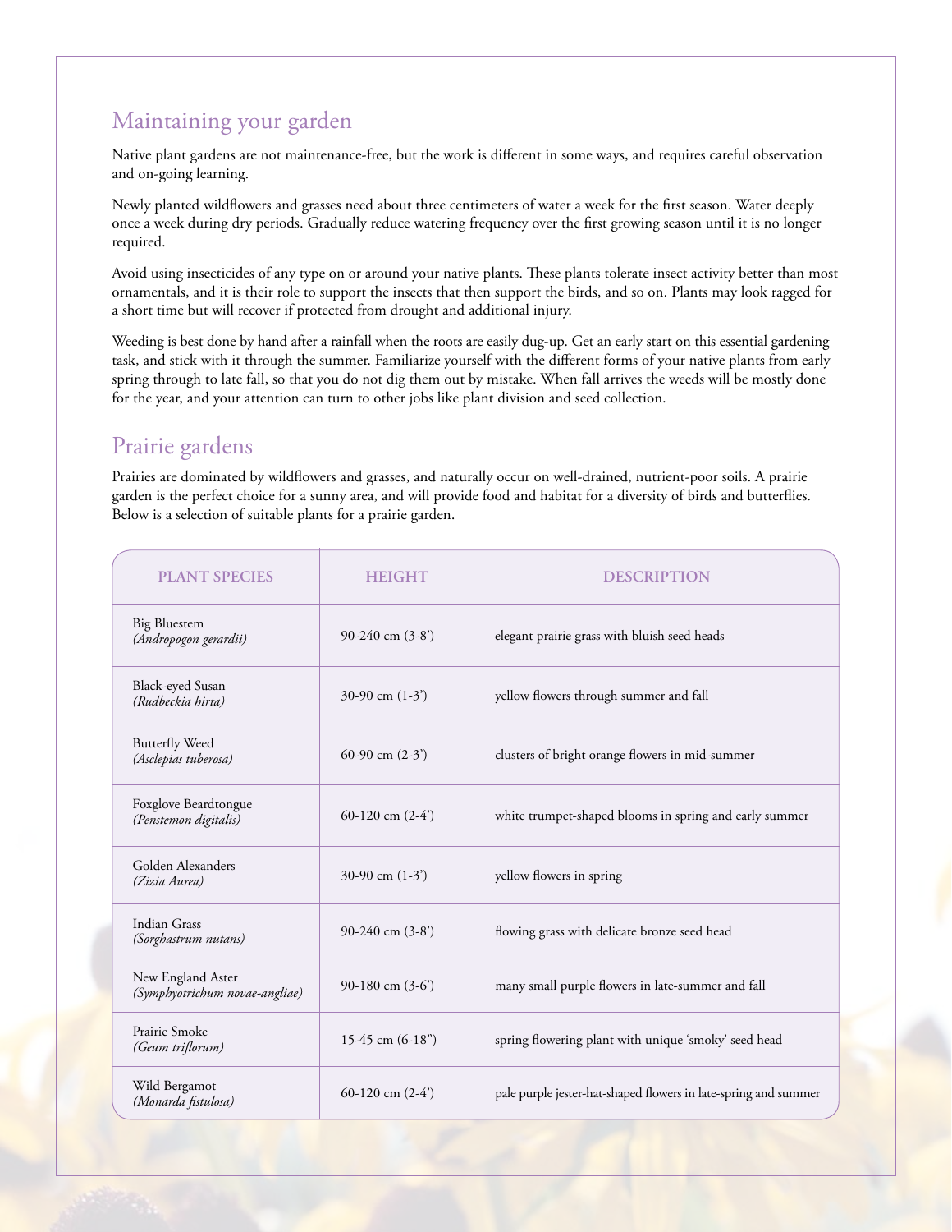## Maintaining your garden

Native plant gardens are not maintenance-free, but the work is different in some ways, and requires careful observation and on-going learning.

Newly planted wildflowers and grasses need about three centimeters of water a week for the first season. Water deeply once a week during dry periods. Gradually reduce watering frequency over the first growing season until it is no longer required.

Avoid using insecticides of any type on or around your native plants. These plants tolerate insect activity better than most ornamentals, and it is their role to support the insects that then support the birds, and so on. Plants may look ragged for a short time but will recover if protected from drought and additional injury.

Weeding is best done by hand after a rainfall when the roots are easily dug-up. Get an early start on this essential gardening task, and stick with it through the summer. Familiarize yourself with the different forms of your native plants from early spring through to late fall, so that you do not dig them out by mistake. When fall arrives the weeds will be mostly done for the year, and your attention can turn to other jobs like plant division and seed collection.

## Prairie gardens

Prairies are dominated by wildflowers and grasses, and naturally occur on well-drained, nutrient-poor soils. A prairie garden is the perfect choice for a sunny area, and will provide food and habitat for a diversity of birds and butterflies. Below is a selection of suitable plants for a prairie garden.

| PLANT SPECIES | HEIGHT | DESCRIPTION |
|---|---|---|
| Big Bluestem *(Andropogon gerardii)* | 90-240 cm (3-8') | elegant prairie grass with bluish seed heads |
| Black-eyed Susan *(Rudbeckia hirta)* | 30-90 cm (1-3') | yellow flowers through summer and fall |
| Butterfly Weed *(Asclepias tuberosa)* | 60-90 cm (2-3') | clusters of bright orange flowers in mid-summer |
| Foxglove Beardtongue *(Penstemon digitalis)* | 60-120 cm (2-4') | white trumpet-shaped blooms in spring and early summer |
| Golden Alexanders *(Zizia Aurea)* | 30-90 cm (1-3') | yellow flowers in spring |
| Indian Grass *(Sorghastrum nutans)* | 90-240 cm (3-8') | flowing grass with delicate bronze seed head |
| New England Aster *(Symphyotrichum novae-angliae)* | 90-180 cm (3-6') | many small purple flowers in late-summer and fall |
| Prairie Smoke *(Geum triflorum)* | 15-45 cm (6-18") | spring flowering plant with unique 'smoky' seed head |
| Wild Bergamot *(Monarda fistulosa)* | 60-120 cm (2-4') | pale purple jester-hat-shaped flowers in late-spring and summer |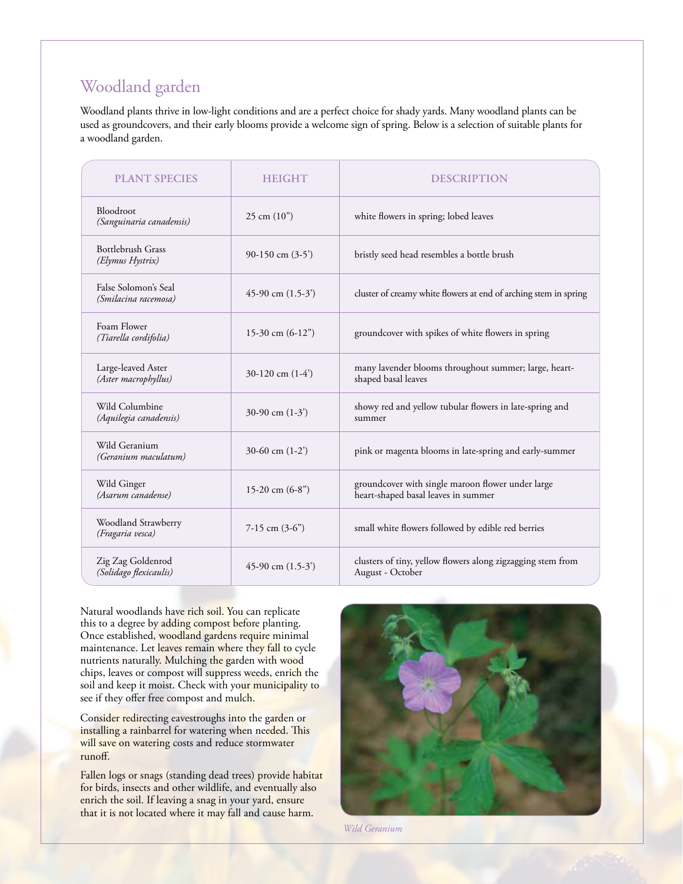## Woodland garden

Woodland plants thrive in low-light conditions and are a perfect choice for shady yards. Many woodland plants can be used as groundcovers, and their early blooms provide a welcome sign of spring. Below is a selection of suitable plants for a woodland garden.

| PLANT SPECIES | HEIGHT | DESCRIPTION |
|---|---|---|
| Bloodroot *(Sanguinaria canadensis)* | 25 cm (10") | white flowers in spring; lobed leaves |
| Bottlebrush Grass *(Elymus Hystrix)* | 90-150 cm (3-5') | bristly seed head resembles a bottle brush |
| False Solomon's Seal *(Smilacina racemosa)* | 45-90 cm (1.5-3') | cluster of creamy white flowers at end of arching stem in spring |
| Foam Flower *(Tiarella cordifolia)* | 15-30 cm (6-12") | groundcover with spikes of white flowers in spring |
| Large-leaved Aster *(Aster macrophyllus)* | 30-120 cm (1-4') | many lavender blooms throughout summer; large, heart-shaped basal leaves |
| Wild Columbine *(Aquilegia canadensis)* | 30-90 cm (1-3') | showy red and yellow tubular flowers in late-spring and summer |
| Wild Geranium *(Geranium maculatum)* | 30-60 cm (1-2') | pink or magenta blooms in late-spring and early-summer |
| Wild Ginger *(Asarum canadense)* | 15-20 cm (6-8") | groundcover with single maroon flower under large heart-shaped basal leaves in summer |
| Woodland Strawberry *(Fragaria vesca)* | 7-15 cm (3-6") | small white flowers followed by edible red berries |
| Zig Zag Goldenrod *(Solidago flexicaulis)* | 45-90 cm (1.5-3') | clusters of tiny, yellow flowers along zigzagging stem from August - October |

Natural woodlands have rich soil. You can replicate this to a degree by adding compost before planting. Once established, woodland gardens require minimal maintenance. Let leaves remain where they fall to cycle nutrients naturally. Mulching the garden with wood chips, leaves or compost will suppress weeds, enrich the soil and keep it moist. Check with your municipality to see if they offer free compost and mulch.

Consider redirecting eavestroughs into the garden or installing a rainbarrel for watering when needed. This will save on watering costs and reduce stormwater runoff.

Fallen logs or snags (standing dead trees) provide habitat for birds, insects and other wildlife, and eventually also enrich the soil. If leaving a snag in your yard, ensure that it is not located where it may fall and cause harm.

*Wild Geranium*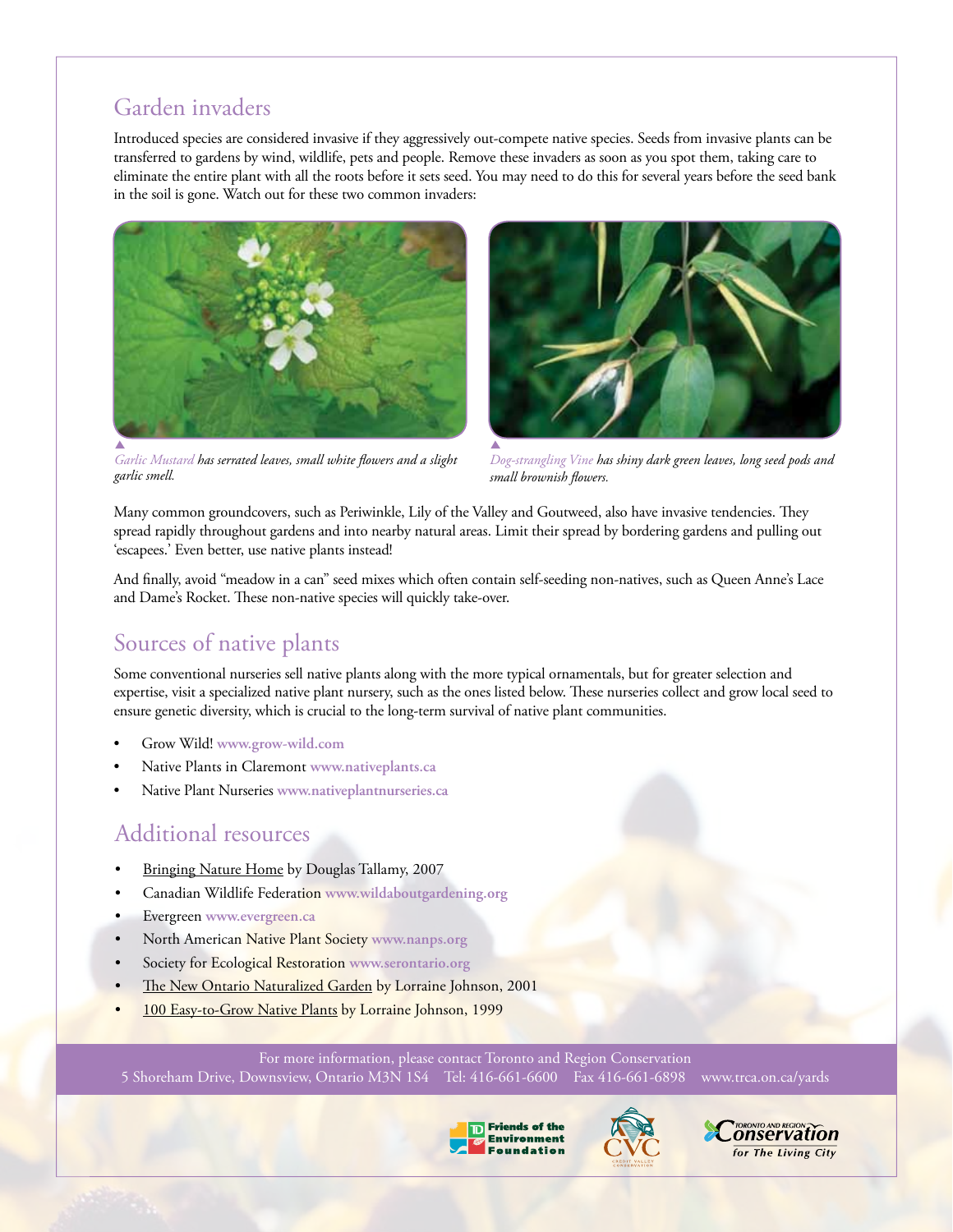## Garden invaders

Introduced species are considered invasive if they aggressively out-compete native species. Seeds from invasive plants can be transferred to gardens by wind, wildlife, pets and people. Remove these invaders as soon as you spot them, taking care to eliminate the entire plant with all the roots before it sets seed. You may need to do this for several years before the seed bank in the soil is gone. Watch out for these two common invaders:

*Garlic Mustard has serrated leaves, small white flowers and a slight garlic smell.*

*Dog-strangling Vine has shiny dark green leaves, long seed pods and small brownish flowers.*

Many common groundcovers, such as Periwinkle, Lily of the Valley and Goutweed, also have invasive tendencies. They spread rapidly throughout gardens and into nearby natural areas. Limit their spread by bordering gardens and pulling out 'escapees.' Even better, use native plants instead!

And finally, avoid "meadow in a can" seed mixes which often contain self-seeding non-natives, such as Queen Anne's Lace and Dame's Rocket. These non-native species will quickly take-over.

## Sources of native plants

Some conventional nurseries sell native plants along with the more typical ornamentals, but for greater selection and expertise, visit a specialized native plant nursery, such as the ones listed below. These nurseries collect and grow local seed to ensure genetic diversity, which is crucial to the long-term survival of native plant communities.

- Grow Wild! **www.grow-wild.com**
- Native Plants in Claremont **www.nativeplants.ca**
- Native Plant Nurseries **www.nativeplantnurseries.ca**

## Additional resources

- Bringing Nature Home by Douglas Tallamy, 2007
- Canadian Wildlife Federation **www.wildaboutgardening.org**
- Evergreen **www.evergreen.ca**
- North American Native Plant Society **www.nanps.org**
- Society for Ecological Restoration **www.serontario.org**
- The New Ontario Naturalized Garden by Lorraine Johnson, 2001
- 100 Easy-to-Grow Native Plants by Lorraine Johnson, 1999

For more information, please contact Toronto and Region Conservation
5 Shoreham Drive, Downsview, Ontario M3N 1S4 Tel: 416-661-6600 Fax 416-661-6898 www.trca.on.ca/yards

TD Friends of the Environment Foundation
CVC Credit Valley Conservation
Toronto and Region Conservation for The Living City